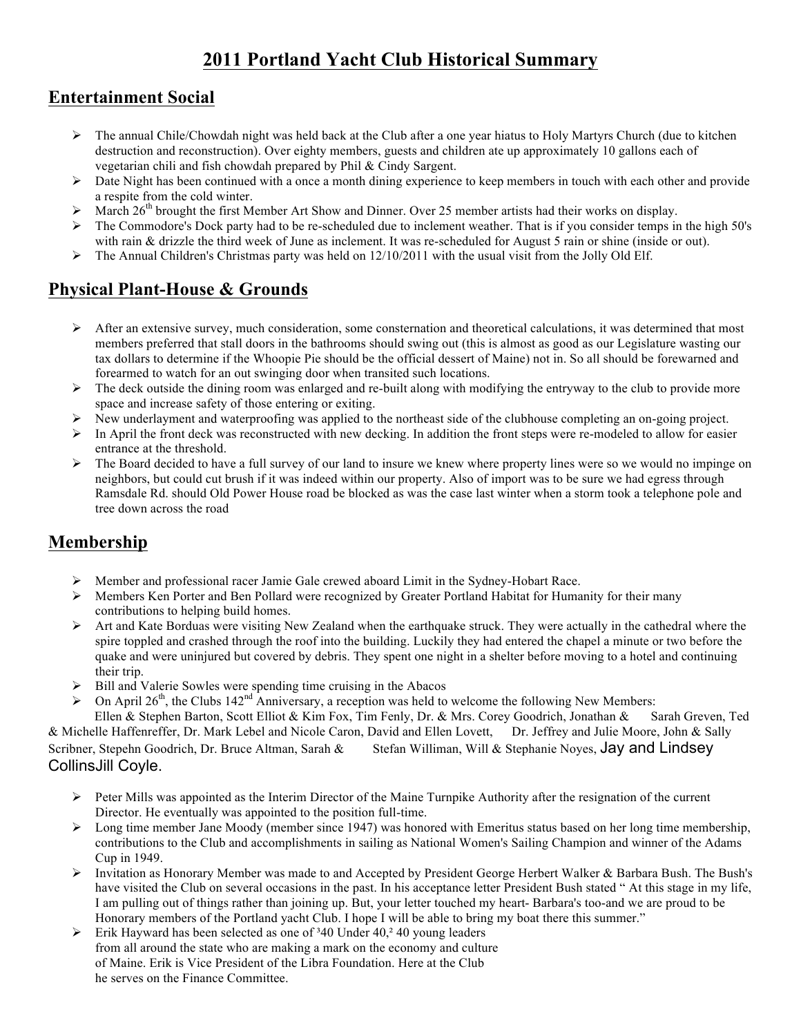# 2011 Portland Yacht Club Historical Summary

## Entertainment Social

- The annual Chile/Chowdah night was held back at the Club after a one year hiatus to Holy Martyrs Church (due to kitchen destruction and reconstruction). Over eighty members, guests and children ate up approximately 10 gallons each of vegetarian chili and fish chowdah prepared by Phil & Cindy Sargent.
- Date Night has been continued with a once a month dining experience to keep members in touch with each other and provide a respite from the cold winter.
- March 26th brought the first Member Art Show and Dinner. Over 25 member artists had their works on display.
- The Commodore's Dock party had to be re-scheduled due to inclement weather. That is if you consider temps in the high 50's with rain & drizzle the third week of June as inclement. It was re-scheduled for August 5 rain or shine (inside or out).
- The Annual Children's Christmas party was held on 12/10/2011 with the usual visit from the Jolly Old Elf.

## Physical Plant-House & Grounds

- After an extensive survey, much consideration, some consternation and theoretical calculations, it was determined that most members preferred that stall doors in the bathrooms should swing out (this is almost as good as our Legislature wasting our tax dollars to determine if the Whoopie Pie should be the official dessert of Maine) not in. So all should be forewarned and forearmed to watch for an out swinging door when transited such locations.
- The deck outside the dining room was enlarged and re-built along with modifying the entryway to the club to provide more space and increase safety of those entering or exiting.
- New underlayment and waterproofing was applied to the northeast side of the clubhouse completing an on-going project.
- In April the front deck was reconstructed with new decking. In addition the front steps were re-modeled to allow for easier entrance at the threshold.
- The Board decided to have a full survey of our land to insure we knew where property lines were so we would no impinge on neighbors, but could cut brush if it was indeed within our property. Also of import was to be sure we had egress through Ramsdale Rd. should Old Power House road be blocked as was the case last winter when a storm took a telephone pole and tree down across the road

## Membership

- Member and professional racer Jamie Gale crewed aboard Limit in the Sydney-Hobart Race.
- Members Ken Porter and Ben Pollard were recognized by Greater Portland Habitat for Humanity for their many contributions to helping build homes.
- Art and Kate Borduas were visiting New Zealand when the earthquake struck. They were actually in the cathedral where the spire toppled and crashed through the roof into the building. Luckily they had entered the chapel a minute or two before the quake and were uninjured but covered by debris. They spent one night in a shelter before moving to a hotel and continuing their trip.
- Bill and Valerie Sowles were spending time cruising in the Abacos
- On April 26th, the Clubs 142nd Anniversary, a reception was held to welcome the following New Members:
  Ellen & Stephen Barton, Scott Elliot & Kim Fox, Tim Fenly, Dr. & Mrs. Corey Goodrich, Jonathan & Sarah Greven, Ted & Michelle Haffenreffer, Dr. Mark Lebel and Nicole Caron, David and Ellen Lovett, Dr. Jeffrey and Julie Moore, John & Sally Scribner, Stepehn Goodrich, Dr. Bruce Altman, Sarah & Stefan Williman, Will & Stephanie Noyes, Jay and Lindsey CollinsJill Coyle.
- Peter Mills was appointed as the Interim Director of the Maine Turnpike Authority after the resignation of the current Director. He eventually was appointed to the position full-time.
- Long time member Jane Moody (member since 1947) was honored with Emeritus status based on her long time membership, contributions to the Club and accomplishments in sailing as National Women's Sailing Champion and winner of the Adams Cup in 1949.
- Invitation as Honorary Member was made to and Accepted by President George Herbert Walker & Barbara Bush. The Bush's have visited the Club on several occasions in the past. In his acceptance letter President Bush stated " At this stage in my life, I am pulling out of things rather than joining up. But, your letter touched my heart- Barbara's too-and we are proud to be Honorary members of the Portland yacht Club. I hope I will be able to bring my boat there this summer."
- Erik Hayward has been selected as one of ³40 Under 40,² 40 young leaders from all around the state who are making a mark on the economy and culture of Maine. Erik is Vice President of the Libra Foundation. Here at the Club he serves on the Finance Committee.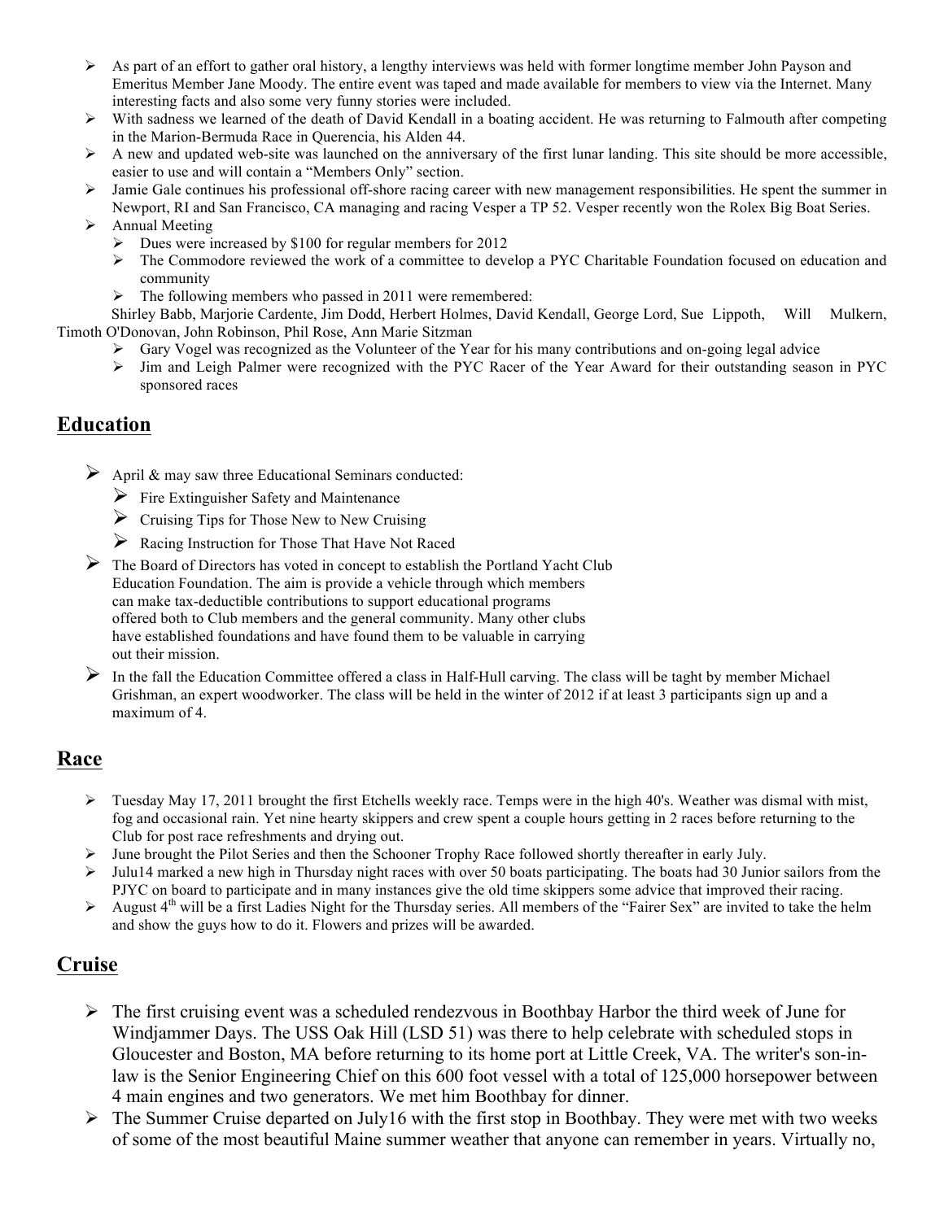- As part of an effort to gather oral history, a lengthy interviews was held with former longtime member John Payson and Emeritus Member Jane Moody. The entire event was taped and made available for members to view via the Internet. Many interesting facts and also some very funny stories were included.
- With sadness we learned of the death of David Kendall in a boating accident. He was returning to Falmouth after competing in the Marion-Bermuda Race in Querencia, his Alden 44.
- A new and updated web-site was launched on the anniversary of the first lunar landing. This site should be more accessible, easier to use and will contain a "Members Only" section.
- Jamie Gale continues his professional off-shore racing career with new management responsibilities. He spent the summer in Newport, RI and San Francisco, CA managing and racing Vesper a TP 52. Vesper recently won the Rolex Big Boat Series.
- Annual Meeting
  - Dues were increased by $100 for regular members for 2012
  - The Commodore reviewed the work of a committee to develop a PYC Charitable Foundation focused on education and community
  - The following members who passed in 2011 were remembered:

Shirley Babb, Marjorie Cardente, Jim Dodd, Herbert Holmes, David Kendall, George Lord, Sue Lippoth, Will Mulkern, Timoth O'Donovan, John Robinson, Phil Rose, Ann Marie Sitzman

  - Gary Vogel was recognized as the Volunteer of the Year for his many contributions and on-going legal advice
  - Jim and Leigh Palmer were recognized with the PYC Racer of the Year Award for their outstanding season in PYC sponsored races

## Education

- April & may saw three Educational Seminars conducted:
  - Fire Extinguisher Safety and Maintenance
  - Cruising Tips for Those New to New Cruising
  - Racing Instruction for Those That Have Not Raced
- The Board of Directors has voted in concept to establish the Portland Yacht Club Education Foundation. The aim is provide a vehicle through which members can make tax-deductible contributions to support educational programs offered both to Club members and the general community. Many other clubs have established foundations and have found them to be valuable in carrying out their mission.
- In the fall the Education Committee offered a class in Half-Hull carving. The class will be taght by member Michael Grishman, an expert woodworker. The class will be held in the winter of 2012 if at least 3 participants sign up and a maximum of 4.

## Race

- Tuesday May 17, 2011 brought the first Etchells weekly race. Temps were in the high 40's. Weather was dismal with mist, fog and occasional rain. Yet nine hearty skippers and crew spent a couple hours getting in 2 races before returning to the Club for post race refreshments and drying out.
- June brought the Pilot Series and then the Schooner Trophy Race followed shortly thereafter in early July.
- Julu14 marked a new high in Thursday night races with over 50 boats participating. The boats had 30 Junior sailors from the PJYC on board to participate and in many instances give the old time skippers some advice that improved their racing.
- August 4th will be a first Ladies Night for the Thursday series. All members of the "Fairer Sex" are invited to take the helm and show the guys how to do it. Flowers and prizes will be awarded.

## Cruise

- The first cruising event was a scheduled rendezvous in Boothbay Harbor the third week of June for Windjammer Days. The USS Oak Hill (LSD 51) was there to help celebrate with scheduled stops in Gloucester and Boston, MA before returning to its home port at Little Creek, VA. The writer's son-in-law is the Senior Engineering Chief on this 600 foot vessel with a total of 125,000 horsepower between 4 main engines and two generators. We met him Boothbay for dinner.
- The Summer Cruise departed on July16 with the first stop in Boothbay. They were met with two weeks of some of the most beautiful Maine summer weather that anyone can remember in years. Virtually no,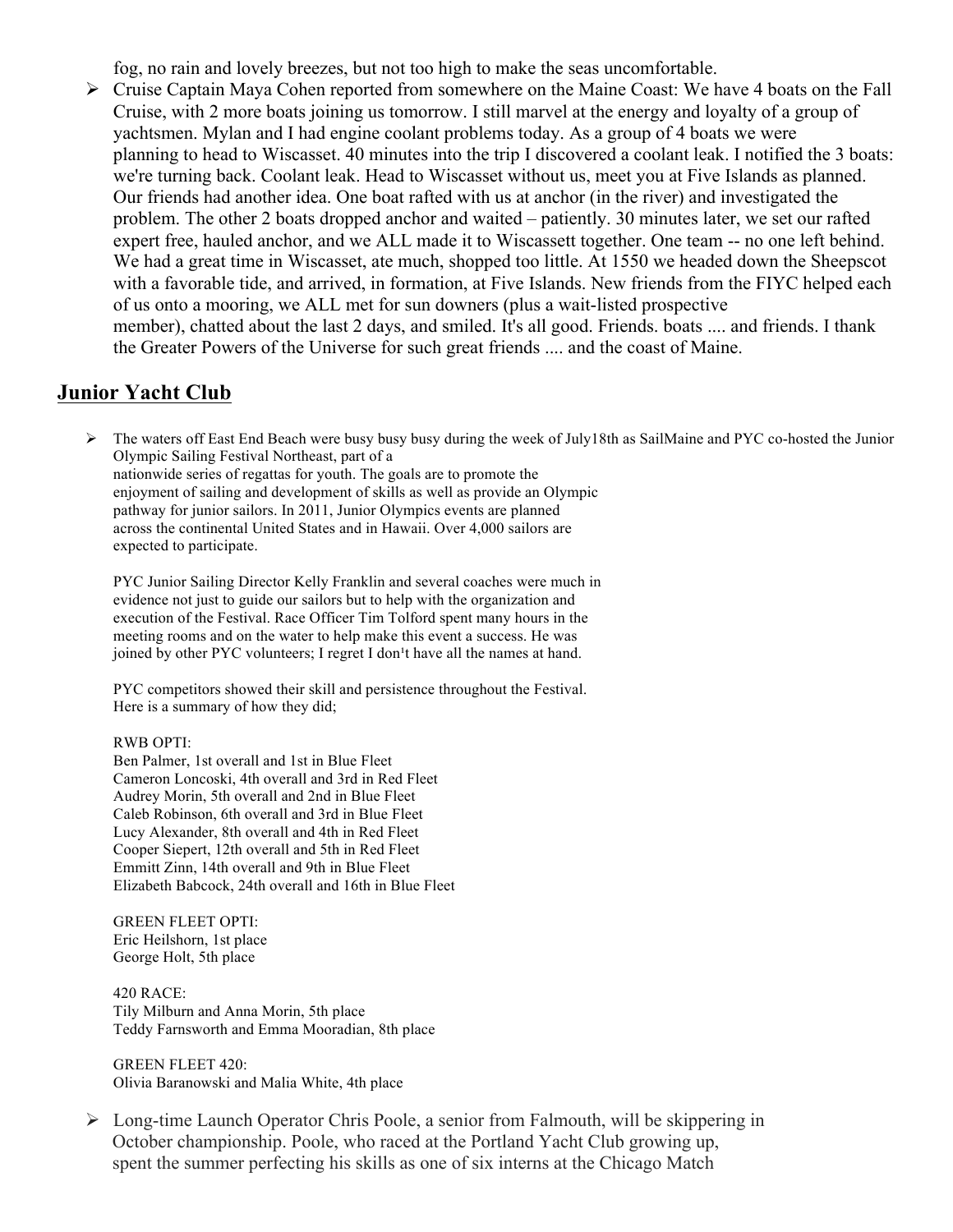fog, no rain and lovely breezes, but not too high to make the seas uncomfortable.

- Cruise Captain Maya Cohen reported from somewhere on the Maine Coast: We have 4 boats on the Fall Cruise, with 2 more boats joining us tomorrow. I still marvel at the energy and loyalty of a group of yachtsmen. Mylan and I had engine coolant problems today. As a group of 4 boats we were planning to head to Wiscasset. 40 minutes into the trip I discovered a coolant leak. I notified the 3 boats: we're turning back. Coolant leak. Head to Wiscasset without us, meet you at Five Islands as planned. Our friends had another idea. One boat rafted with us at anchor (in the river) and investigated the problem. The other 2 boats dropped anchor and waited – patiently. 30 minutes later, we set our rafted expert free, hauled anchor, and we ALL made it to Wiscassett together. One team -- no one left behind. We had a great time in Wiscasset, ate much, shopped too little. At 1550 we headed down the Sheepscot with a favorable tide, and arrived, in formation, at Five Islands. New friends from the FIYC helped each of us onto a mooring, we ALL met for sun downers (plus a wait-listed prospective member), chatted about the last 2 days, and smiled. It's all good. Friends. boats .... and friends. I thank the Greater Powers of the Universe for such great friends .... and the coast of Maine.

## Junior Yacht Club

- The waters off East End Beach were busy busy busy during the week of July18th as SailMaine and PYC co-hosted the Junior Olympic Sailing Festival Northeast, part of a nationwide series of regattas for youth. The goals are to promote the enjoyment of sailing and development of skills as well as provide an Olympic pathway for junior sailors. In 2011, Junior Olympics events are planned across the continental United States and in Hawaii. Over 4,000 sailors are expected to participate.

  PYC Junior Sailing Director Kelly Franklin and several coaches were much in evidence not just to guide our sailors but to help with the organization and execution of the Festival. Race Officer Tim Tolford spent many hours in the meeting rooms and on the water to help make this event a success. He was joined by other PYC volunteers; I regret I don¹t have all the names at hand.

  PYC competitors showed their skill and persistence throughout the Festival. Here is a summary of how they did;

  RWB OPTI:
  Ben Palmer, 1st overall and 1st in Blue Fleet
  Cameron Loncoski, 4th overall and 3rd in Red Fleet
  Audrey Morin, 5th overall and 2nd in Blue Fleet
  Caleb Robinson, 6th overall and 3rd in Blue Fleet
  Lucy Alexander, 8th overall and 4th in Red Fleet
  Cooper Siepert, 12th overall and 5th in Red Fleet
  Emmitt Zinn, 14th overall and 9th in Blue Fleet
  Elizabeth Babcock, 24th overall and 16th in Blue Fleet

  GREEN FLEET OPTI:
  Eric Heilshorn, 1st place
  George Holt, 5th place

  420 RACE:
  Tily Milburn and Anna Morin, 5th place
  Teddy Farnsworth and Emma Mooradian, 8th place

  GREEN FLEET 420:
  Olivia Baranowski and Malia White, 4th place

- Long-time Launch Operator Chris Poole, a senior from Falmouth, will be skippering in October championship. Poole, who raced at the Portland Yacht Club growing up, spent the summer perfecting his skills as one of six interns at the Chicago Match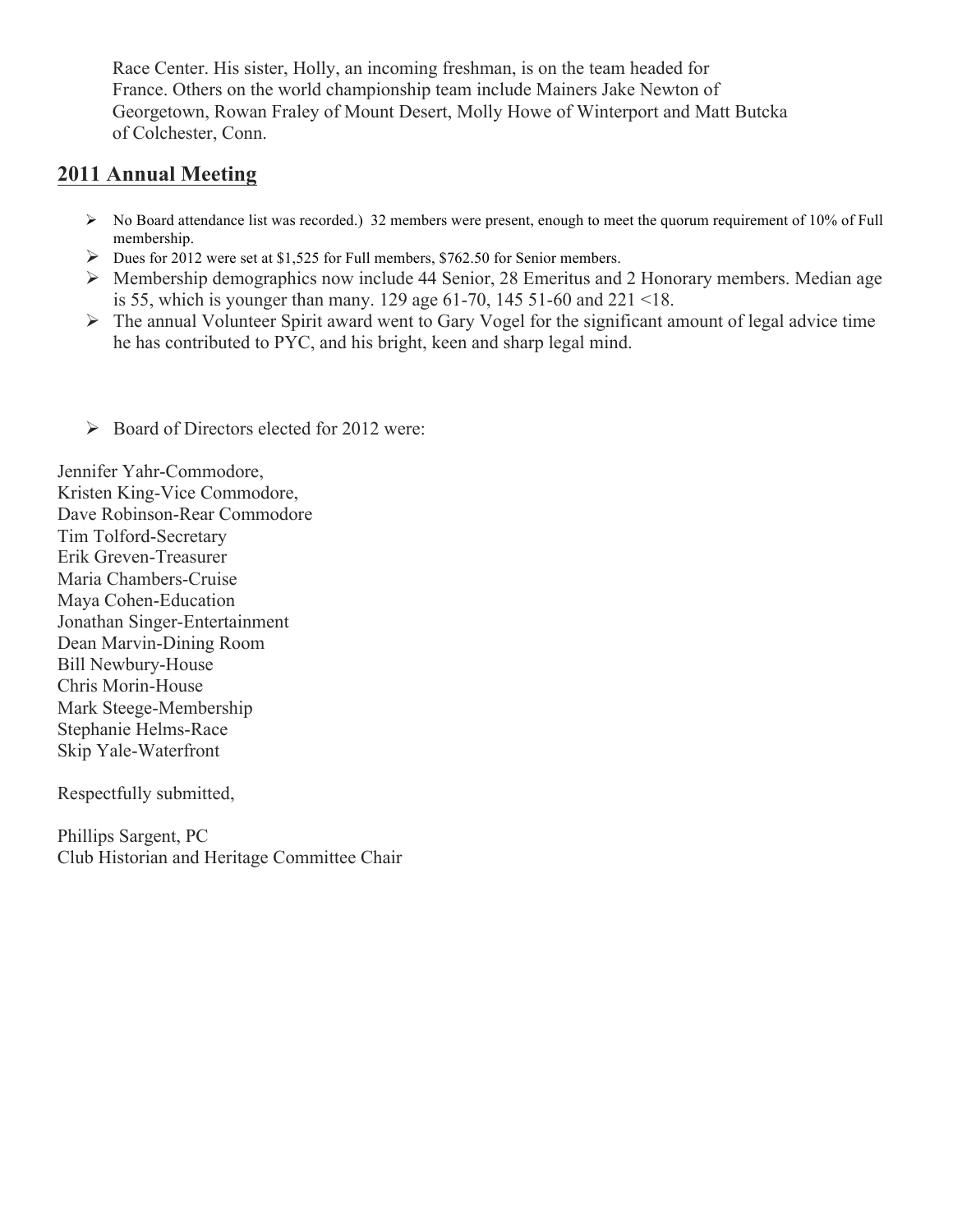Race Center. His sister, Holly, an incoming freshman, is on the team headed for France. Others on the world championship team include Mainers Jake Newton of Georgetown, Rowan Fraley of Mount Desert, Molly Howe of Winterport and Matt Butcka of Colchester, Conn.

## 2011 Annual Meeting

- No Board attendance list was recorded.) 32 members were present, enough to meet the quorum requirement of 10% of Full membership.
- Dues for 2012 were set at $1,525 for Full members, $762.50 for Senior members.
- Membership demographics now include 44 Senior, 28 Emeritus and 2 Honorary members. Median age is 55, which is younger than many. 129 age 61-70, 145 51-60 and 221 <18.
- The annual Volunteer Spirit award went to Gary Vogel for the significant amount of legal advice time he has contributed to PYC, and his bright, keen and sharp legal mind.

- Board of Directors elected for 2012 were:

Jennifer Yahr-Commodore,
Kristen King-Vice Commodore,
Dave Robinson-Rear Commodore
Tim Tolford-Secretary
Erik Greven-Treasurer
Maria Chambers-Cruise
Maya Cohen-Education
Jonathan Singer-Entertainment
Dean Marvin-Dining Room
Bill Newbury-House
Chris Morin-House
Mark Steege-Membership
Stephanie Helms-Race
Skip Yale-Waterfront

Respectfully submitted,

Phillips Sargent, PC
Club Historian and Heritage Committee Chair